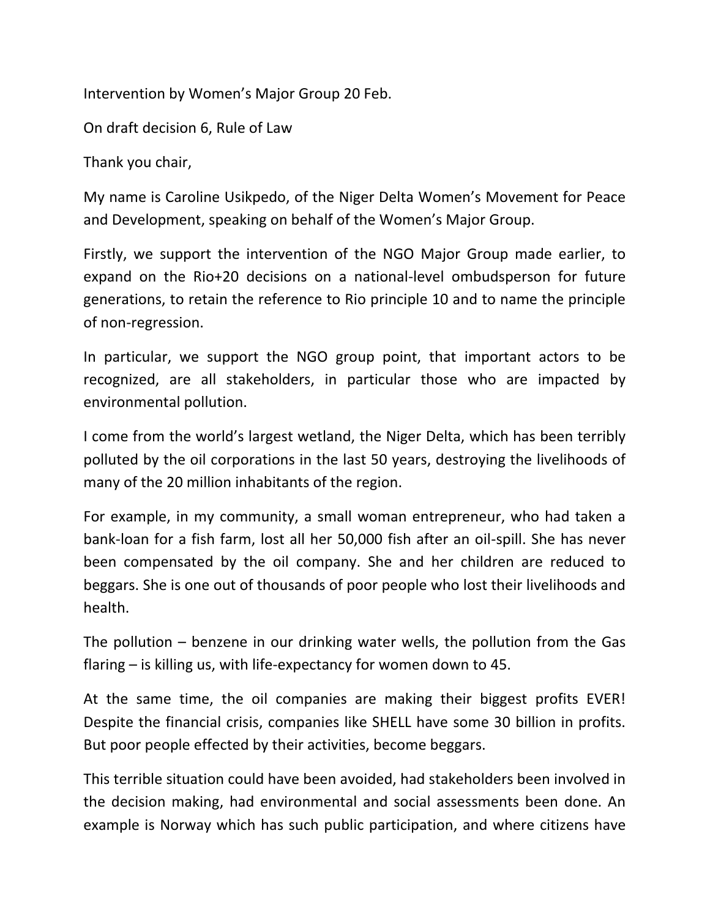Intervention by Women's Major Group 20 Feb.

On draft decision 6, Rule of Law

Thank you chair,

My name is Caroline Usikpedo, of the Niger Delta Women's Movement for Peace and Development, speaking on behalf of the Women's Major Group.

Firstly, we support the intervention of the NGO Major Group made earlier, to expand on the Rio+20 decisions on a national-level ombudsperson for future generations, to retain the reference to Rio principle 10 and to name the principle of non-regression.

In particular, we support the NGO group point, that important actors to be recognized, are all stakeholders, in particular those who are impacted by environmental pollution.

I come from the world's largest wetland, the Niger Delta, which has been terribly polluted by the oil corporations in the last 50 years, destroying the livelihoods of many of the 20 million inhabitants of the region.

For example, in my community, a small woman entrepreneur, who had taken a bank-loan for a fish farm, lost all her 50,000 fish after an oil-spill. She has never been compensated by the oil company. She and her children are reduced to beggars. She is one out of thousands of poor people who lost their livelihoods and health.

The pollution – benzene in our drinking water wells, the pollution from the Gas flaring – is killing us, with life-expectancy for women down to 45.

At the same time, the oil companies are making their biggest profits EVER! Despite the financial crisis, companies like SHELL have some 30 billion in profits. But poor people effected by their activities, become beggars.

This terrible situation could have been avoided, had stakeholders been involved in the decision making, had environmental and social assessments been done. An example is Norway which has such public participation, and where citizens have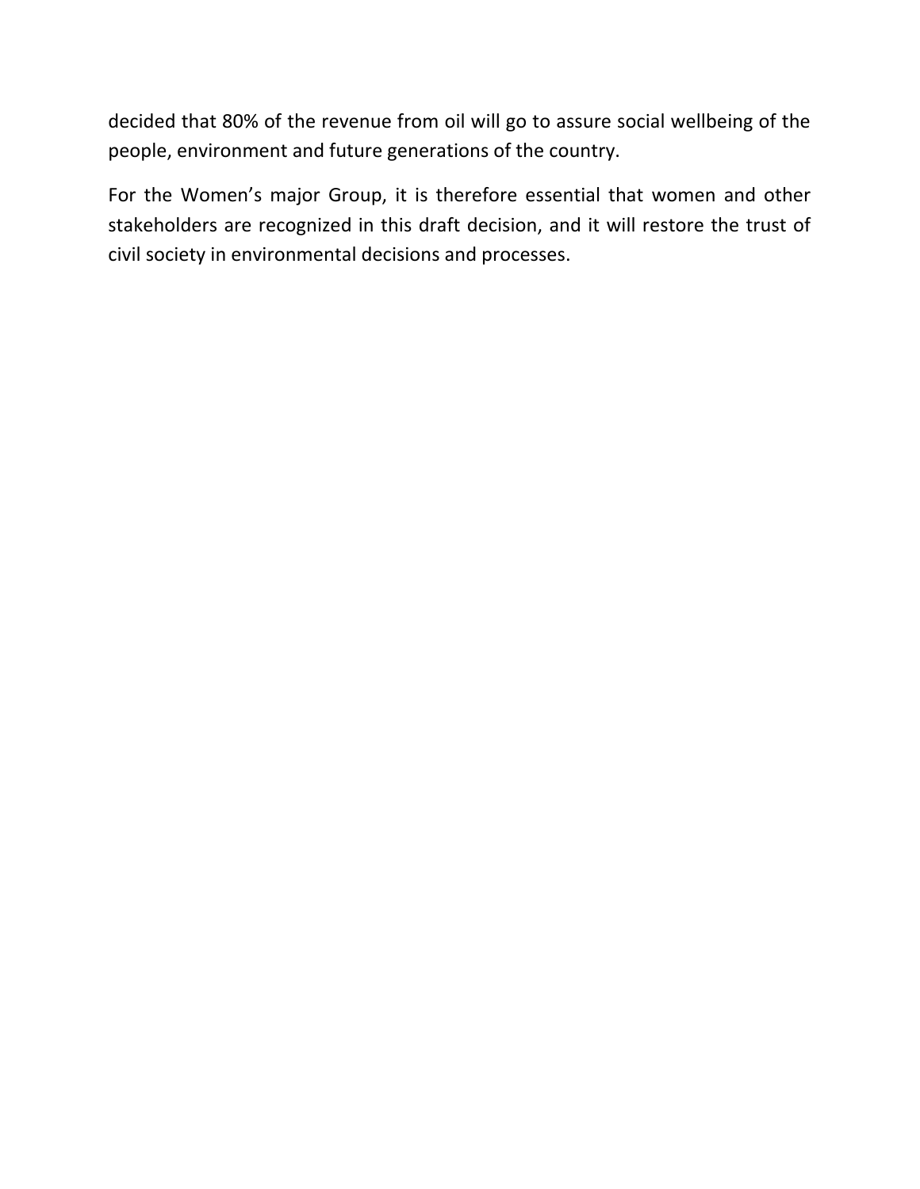decided that 80% of the revenue from oil will go to assure social wellbeing of the people, environment and future generations of the country.

For the Women's major Group, it is therefore essential that women and other stakeholders are recognized in this draft decision, and it will restore the trust of civil society in environmental decisions and processes.